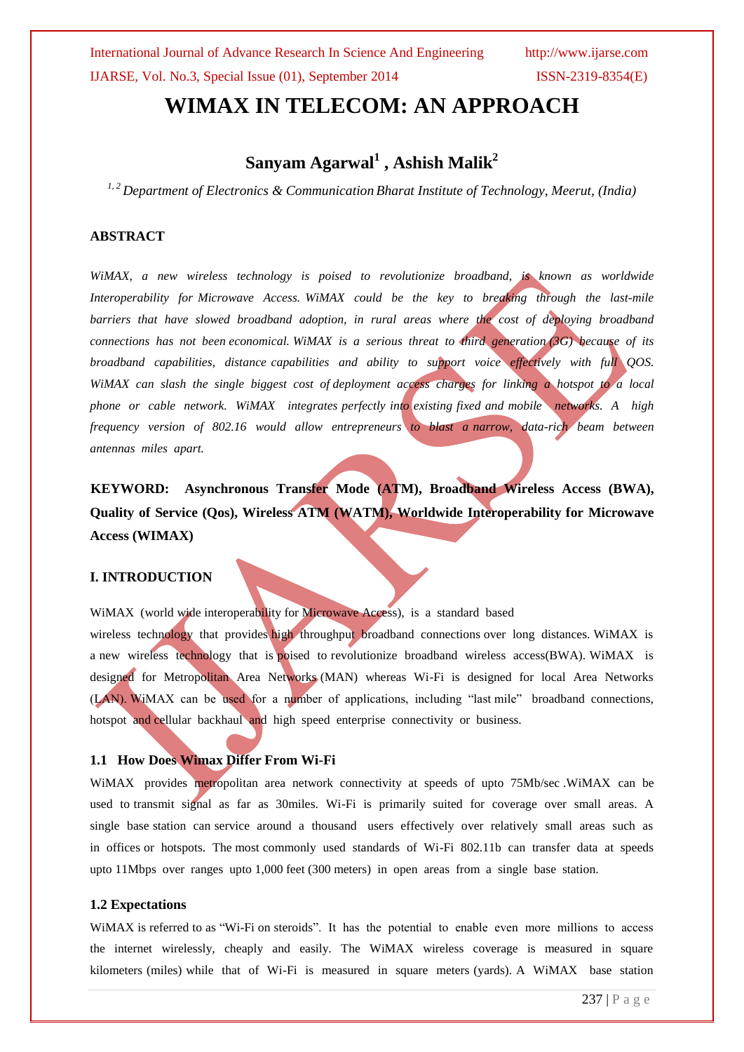# WIMAX IN TELECOM: AN APPROACH

## Sanyam Agarwal[1] , Ashish Malik[2]

*[1, 2] Department of Electronics & Communication Bharat Institute of Technology, Meerut, (India)*

### ABSTRACT

*WiMAX, a new wireless technology is poised to revolutionize broadband, is known as worldwide Interoperability for Microwave Access. WiMAX could be the key to breaking through the last-mile barriers that have slowed broadband adoption, in rural areas where the cost of deploying broadband connections has not been economical. WiMAX is a serious threat to third generation (3G) because of its broadband capabilities, distance capabilities and ability to support voice effectively with full QOS. WiMAX can slash the single biggest cost of deployment access charges for linking a hotspot to a local phone or cable network. WiMAX integrates perfectly into existing fixed and mobile networks. A high frequency version of 802.16 would allow entrepreneurs to blast a narrow, data-rich beam between antennas miles apart.*

**KEYWORD: Asynchronous Transfer Mode (ATM), Broadband Wireless Access (BWA), Quality of Service (Qos), Wireless ATM (WATM), Worldwide Interoperability for Microwave Access (WIMAX)**

### I. INTRODUCTION

WiMAX (world wide interoperability for Microwave Access), is a standard based wireless technology that provides high throughput broadband connections over long distances. WiMAX is a new wireless technology that is poised to revolutionize broadband wireless access(BWA). WiMAX is designed for Metropolitan Area Networks (MAN) whereas Wi-Fi is designed for local Area Networks (LAN). WiMAX can be used for a number of applications, including "last mile" broadband connections, hotspot and cellular backhaul and high speed enterprise connectivity or business.

#### 1.1 How Does Wimax Differ From Wi-Fi

WiMAX provides metropolitan area network connectivity at speeds of upto 75Mb/sec .WiMAX can be used to transmit signal as far as 30miles. Wi-Fi is primarily suited for coverage over small areas. A single base station can service around a thousand users effectively over relatively small areas such as in offices or hotspots. The most commonly used standards of Wi-Fi 802.11b can transfer data at speeds upto 11Mbps over ranges upto 1,000 feet (300 meters) in open areas from a single base station.

#### 1.2 Expectations

WiMAX is referred to as "Wi-Fi on steroids". It has the potential to enable even more millions to access the internet wirelessly, cheaply and easily. The WiMAX wireless coverage is measured in square kilometers (miles) while that of Wi-Fi is measured in square meters (yards). A WiMAX base station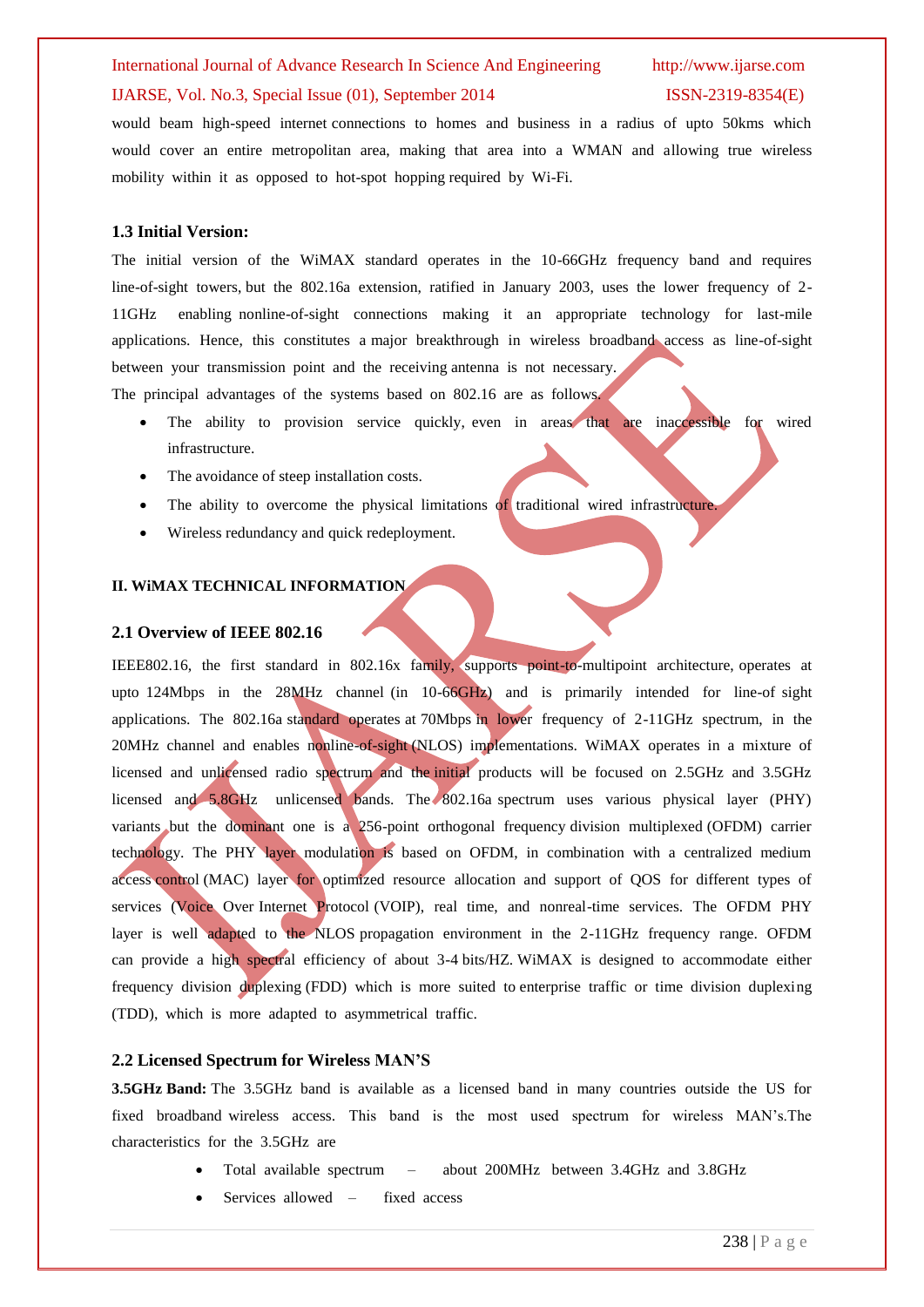would beam high-speed internet connections to homes and business in a radius of upto 50kms which would cover an entire metropolitan area, making that area into a WMAN and allowing true wireless mobility within it as opposed to hot-spot hopping required by Wi-Fi.

### 1.3 Initial Version:

The initial version of the WiMAX standard operates in the 10-66GHz frequency band and requires line-of-sight towers, but the 802.16a extension, ratified in January 2003, uses the lower frequency of 2-11GHz enabling nonline-of-sight connections making it an appropriate technology for last-mile applications. Hence, this constitutes a major breakthrough in wireless broadband access as line-of-sight between your transmission point and the receiving antenna is not necessary.

The principal advantages of the systems based on 802.16 are as follows.

- The ability to provision service quickly, even in areas that are inaccessible for wired infrastructure.
- The avoidance of steep installation costs.
- The ability to overcome the physical limitations of traditional wired infrastructure.
- Wireless redundancy and quick redeployment.

## II. WiMAX TECHNICAL INFORMATION

### 2.1 Overview of IEEE 802.16

IEEE802.16, the first standard in 802.16x family, supports point-to-multipoint architecture, operates at upto 124Mbps in the 28MHz channel (in 10-66GHz) and is primarily intended for line-of sight applications. The 802.16a standard operates at 70Mbps in lower frequency of 2-11GHz spectrum, in the 20MHz channel and enables nonline-of-sight (NLOS) implementations. WiMAX operates in a mixture of licensed and unlicensed radio spectrum and the initial products will be focused on 2.5GHz and 3.5GHz licensed and 5.8GHz unlicensed bands. The 802.16a spectrum uses various physical layer (PHY) variants but the dominant one is a 256-point orthogonal frequency division multiplexed (OFDM) carrier technology. The PHY layer modulation is based on OFDM, in combination with a centralized medium access control (MAC) layer for optimized resource allocation and support of QOS for different types of services (Voice Over Internet Protocol (VOIP), real time, and nonreal-time services. The OFDM PHY layer is well adapted to the NLOS propagation environment in the 2-11GHz frequency range. OFDM can provide a high spectral efficiency of about 3-4 bits/HZ. WiMAX is designed to accommodate either frequency division duplexing (FDD) which is more suited to enterprise traffic or time division duplexing (TDD), which is more adapted to asymmetrical traffic.

### 2.2 Licensed Spectrum for Wireless MAN'S

**3.5GHz Band:** The 3.5GHz band is available as a licensed band in many countries outside the US for fixed broadband wireless access. This band is the most used spectrum for wireless MAN's.The characteristics for the 3.5GHz are

- Total available spectrum – about 200MHz between 3.4GHz and 3.8GHz
- Services allowed – fixed access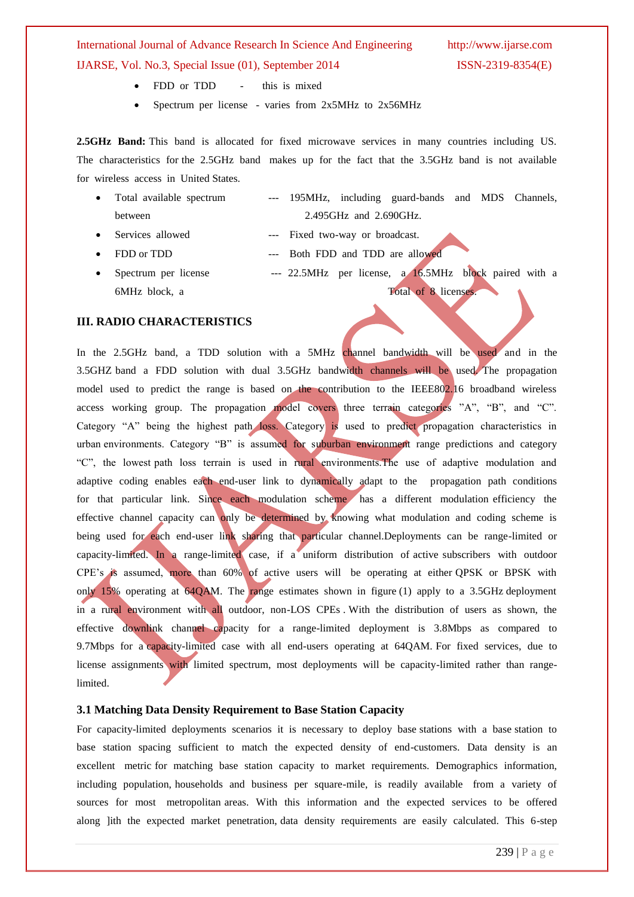- FDD or TDD - this is mixed
- Spectrum per license - varies from 2x5MHz to 2x56MHz

**2.5GHz Band:** This band is allocated for fixed microwave services in many countries including US. The characteristics for the 2.5GHz band makes up for the fact that the 3.5GHz band is not available for wireless access in United States.

- Total available spectrum between --- 195MHz, including guard-bands and MDS Channels, 2.495GHz and 2.690GHz.
- Services allowed --- Fixed two-way or broadcast.
- FDD or TDD --- Both FDD and TDD are allowed
- Spectrum per license --- 22.5MHz per license, a 16.5MHz block paired with a 6MHz block, a Total of 8 licenses.

## III. RADIO CHARACTERISTICS

In the 2.5GHz band, a TDD solution with a 5MHz channel bandwidth will be used and in the 3.5GHZ band a FDD solution with dual 3.5GHz bandwidth channels will be used. The propagation model used to predict the range is based on the contribution to the IEEE802.16 broadband wireless access working group. The propagation model covers three terrain categories "A", "B", and "C". Category "A" being the highest path loss. Category is used to predict propagation characteristics in urban environments. Category "B" is assumed for suburban environment range predictions and category "C", the lowest path loss terrain is used in rural environments.The use of adaptive modulation and adaptive coding enables each end-user link to dynamically adapt to the propagation path conditions for that particular link. Since each modulation scheme has a different modulation efficiency the effective channel capacity can only be determined by knowing what modulation and coding scheme is being used for each end-user link sharing that particular channel.Deployments can be range-limited or capacity-limited. In a range-limited case, if a uniform distribution of active subscribers with outdoor CPE's is assumed, more than 60% of active users will be operating at either QPSK or BPSK with only 15% operating at 64QAM. The range estimates shown in figure (1) apply to a 3.5GHz deployment in a rural environment with all outdoor, non-LOS CPEs . With the distribution of users as shown, the effective downlink channel capacity for a range-limited deployment is 3.8Mbps as compared to 9.7Mbps for a capacity-limited case with all end-users operating at 64QAM. For fixed services, due to license assignments with limited spectrum, most deployments will be capacity-limited rather than range-limited.

### 3.1 Matching Data Density Requirement to Base Station Capacity

For capacity-limited deployments scenarios it is necessary to deploy base stations with a base station to base station spacing sufficient to match the expected density of end-customers. Data density is an excellent metric for matching base station capacity to market requirements. Demographics information, including population, households and business per square-mile, is readily available from a variety of sources for most metropolitan areas. With this information and the expected services to be offered along ]ith the expected market penetration, data density requirements are easily calculated. This 6-step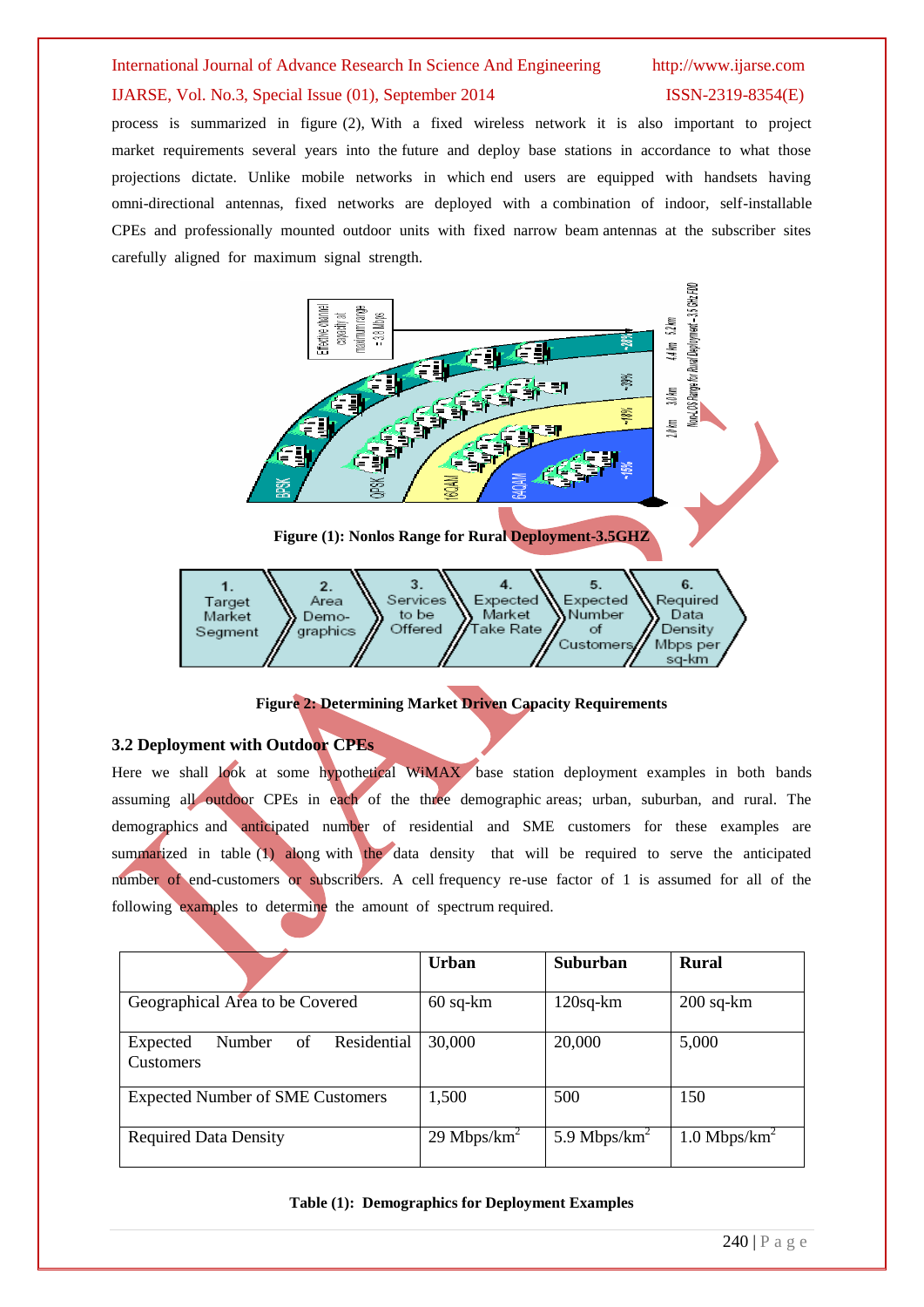process is summarized in figure (2), With a fixed wireless network it is also important to project market requirements several years into the future and deploy base stations in accordance to what those projections dictate. Unlike mobile networks in which end users are equipped with handsets having omni-directional antennas, fixed networks are deployed with a combination of indoor, self-installable CPEs and professionally mounted outdoor units with fixed narrow beam antennas at the subscriber sites carefully aligned for maximum signal strength.

**Figure (1): Nonlos Range for Rural Deployment-3.5GHZ**

**Figure 2: Determining Market Driven Capacity Requirements**

### 3.2 Deployment with Outdoor CPEs

Here we shall look at some hypothetical WiMAX base station deployment examples in both bands assuming all outdoor CPEs in each of the three demographic areas; urban, suburban, and rural. The demographics and anticipated number of residential and SME customers for these examples are summarized in table (1) along with the data density that will be required to serve the anticipated number of end-customers or subscribers. A cell frequency re-use factor of 1 is assumed for all of the following examples to determine the amount of spectrum required.

| | Urban | Suburban | Rural |
|---|---|---|---|
| Geographical Area to be Covered | 60 sq-km | 120sq-km | 200 sq-km |
| Expected Number of Residential Customers | 30,000 | 20,000 | 5,000 |
| Expected Number of SME Customers | 1,500 | 500 | 150 |
| Required Data Density | 29 Mbps/km$^2$ | 5.9 Mbps/km$^2$ | 1.0 Mbps/km$^2$ |

**Table (1): Demographics for Deployment Examples**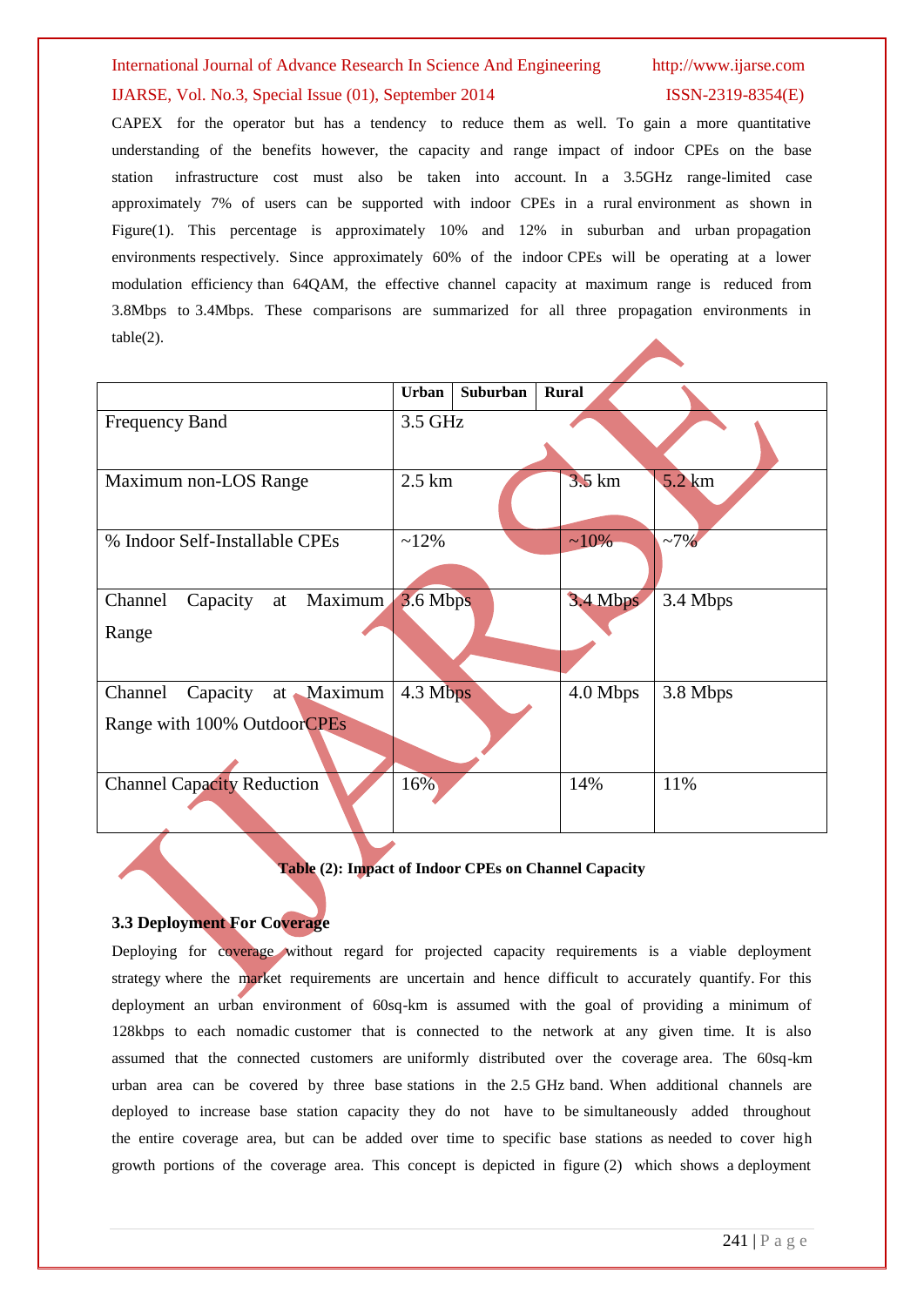CAPEX for the operator but has a tendency to reduce them as well. To gain a more quantitative understanding of the benefits however, the capacity and range impact of indoor CPEs on the base station infrastructure cost must also be taken into account. In a 3.5GHz range-limited case approximately 7% of users can be supported with indoor CPEs in a rural environment as shown in Figure(1). This percentage is approximately 10% and 12% in suburban and urban propagation environments respectively. Since approximately 60% of the indoor CPEs will be operating at a lower modulation efficiency than 64QAM, the effective channel capacity at maximum range is reduced from 3.8Mbps to 3.4Mbps. These comparisons are summarized for all three propagation environments in table(2).

| | **Urban** | **Suburban** | **Rural** |
|---|---|---|---|
| Frequency Band | 3.5 GHz | | |
| Maximum non-LOS Range | 2.5 km | 3.5 km | 5.2 km |
| % Indoor Self-Installable CPEs | ~12% | ~10% | ~7% |
| Channel Capacity at Maximum Range | 3.6 Mbps | 3.4 Mbps | 3.4 Mbps |
| Channel Capacity at Maximum Range with 100% OutdoorCPEs | 4.3 Mbps | 4.0 Mbps | 3.8 Mbps |
| Channel Capacity Reduction | 16% | 14% | 11% |

**Table (2): Impact of Indoor CPEs on Channel Capacity**

### 3.3 Deployment For Coverage

Deploying for coverage without regard for projected capacity requirements is a viable deployment strategy where the market requirements are uncertain and hence difficult to accurately quantify. For this deployment an urban environment of 60sq-km is assumed with the goal of providing a minimum of 128kbps to each nomadic customer that is connected to the network at any given time. It is also assumed that the connected customers are uniformly distributed over the coverage area. The 60sq-km urban area can be covered by three base stations in the 2.5 GHz band. When additional channels are deployed to increase base station capacity they do not have to be simultaneously added throughout the entire coverage area, but can be added over time to specific base stations as needed to cover high growth portions of the coverage area. This concept is depicted in figure (2) which shows a deployment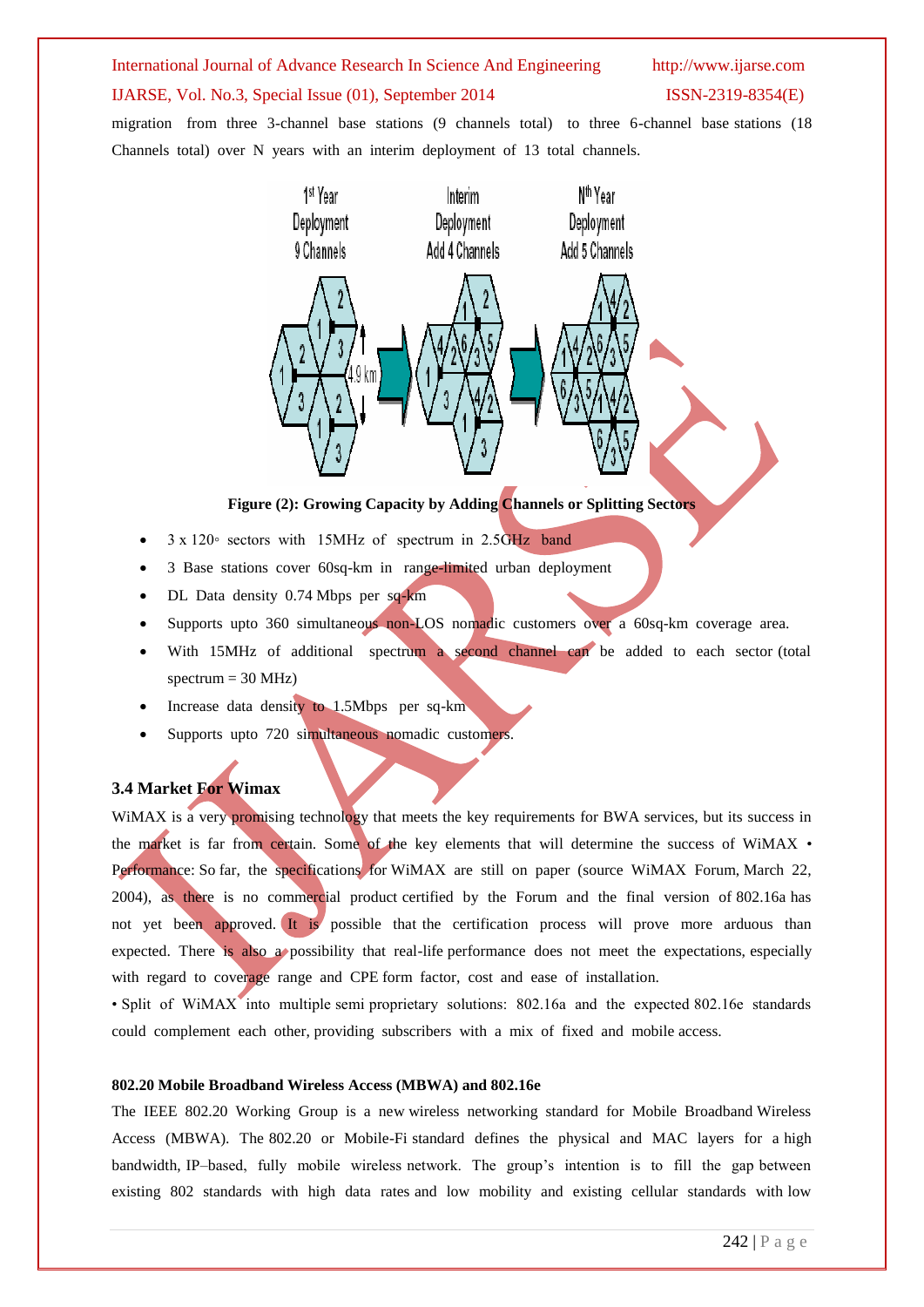migration from three 3-channel base stations (9 channels total) to three 6-channel base stations (18 Channels total) over N years with an interim deployment of 13 total channels.

**Figure (2): Growing Capacity by Adding Channels or Splitting Sectors**

- 3 x 120◦ sectors with 15MHz of spectrum in 2.5GHz band
- 3 Base stations cover 60sq-km in range-limited urban deployment
- DL Data density 0.74 Mbps per sq-km
- Supports upto 360 simultaneous non-LOS nomadic customers over a 60sq-km coverage area.
- With 15MHz of additional spectrum a second channel can be added to each sector (total spectrum = 30 MHz)
- Increase data density to 1.5Mbps per sq-km
- Supports upto 720 simultaneous nomadic customers.

### 3.4 Market For Wimax

WiMAX is a very promising technology that meets the key requirements for BWA services, but its success in the market is far from certain. Some of the key elements that will determine the success of WiMAX • Performance: So far, the specifications for WiMAX are still on paper (source WiMAX Forum, March 22, 2004), as there is no commercial product certified by the Forum and the final version of 802.16a has not yet been approved. It is possible that the certification process will prove more arduous than expected. There is also a possibility that real-life performance does not meet the expectations, especially with regard to coverage range and CPE form factor, cost and ease of installation.

• Split of WiMAX into multiple semi proprietary solutions: 802.16a and the expected 802.16e standards could complement each other, providing subscribers with a mix of fixed and mobile access.

#### 802.20 Mobile Broadband Wireless Access (MBWA) and 802.16e

The IEEE 802.20 Working Group is a new wireless networking standard for Mobile Broadband Wireless Access (MBWA). The 802.20 or Mobile-Fi standard defines the physical and MAC layers for a high bandwidth, IP–based, fully mobile wireless network. The group's intention is to fill the gap between existing 802 standards with high data rates and low mobility and existing cellular standards with low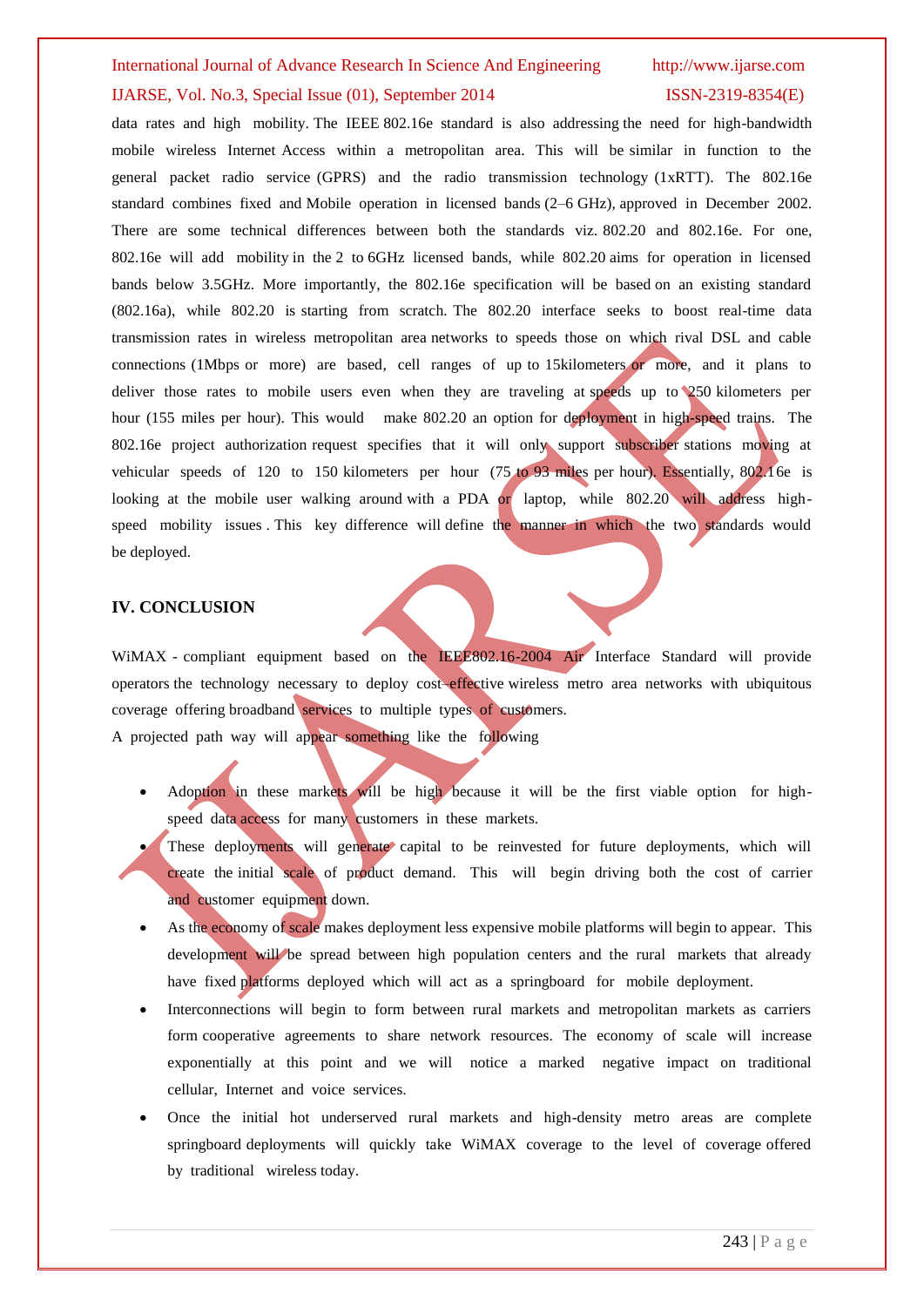data rates and high mobility. The IEEE 802.16e standard is also addressing the need for high-bandwidth mobile wireless Internet Access within a metropolitan area. This will be similar in function to the general packet radio service (GPRS) and the radio transmission technology (1xRTT). The 802.16e standard combines fixed and Mobile operation in licensed bands (2–6 GHz), approved in December 2002. There are some technical differences between both the standards viz. 802.20 and 802.16e. For one, 802.16e will add mobility in the 2 to 6GHz licensed bands, while 802.20 aims for operation in licensed bands below 3.5GHz. More importantly, the 802.16e specification will be based on an existing standard (802.16a), while 802.20 is starting from scratch. The 802.20 interface seeks to boost real-time data transmission rates in wireless metropolitan area networks to speeds those on which rival DSL and cable connections (1Mbps or more) are based, cell ranges of up to 15kilometers or more, and it plans to deliver those rates to mobile users even when they are traveling at speeds up to 250 kilometers per hour (155 miles per hour). This would make 802.20 an option for deployment in high-speed trains. The 802.16e project authorization request specifies that it will only support subscriber stations moving at vehicular speeds of 120 to 150 kilometers per hour (75 to 93 miles per hour). Essentially, 802.16e is looking at the mobile user walking around with a PDA or laptop, while 802.20 will address high-speed mobility issues . This key difference will define the manner in which the two standards would be deployed.

## IV. CONCLUSION

WiMAX - compliant equipment based on the IEEE802.16-2004 Air Interface Standard will provide operators the technology necessary to deploy cost–effective wireless metro area networks with ubiquitous coverage offering broadband services to multiple types of customers.

A projected path way will appear something like the following

- Adoption in these markets will be high because it will be the first viable option for high-speed data access for many customers in these markets.
- These deployments will generate capital to be reinvested for future deployments, which will create the initial scale of product demand. This will begin driving both the cost of carrier and customer equipment down.
- As the economy of scale makes deployment less expensive mobile platforms will begin to appear. This development will be spread between high population centers and the rural markets that already have fixed platforms deployed which will act as a springboard for mobile deployment.
- Interconnections will begin to form between rural markets and metropolitan markets as carriers form cooperative agreements to share network resources. The economy of scale will increase exponentially at this point and we will notice a marked negative impact on traditional cellular, Internet and voice services.
- Once the initial hot underserved rural markets and high-density metro areas are complete springboard deployments will quickly take WiMAX coverage to the level of coverage offered by traditional wireless today.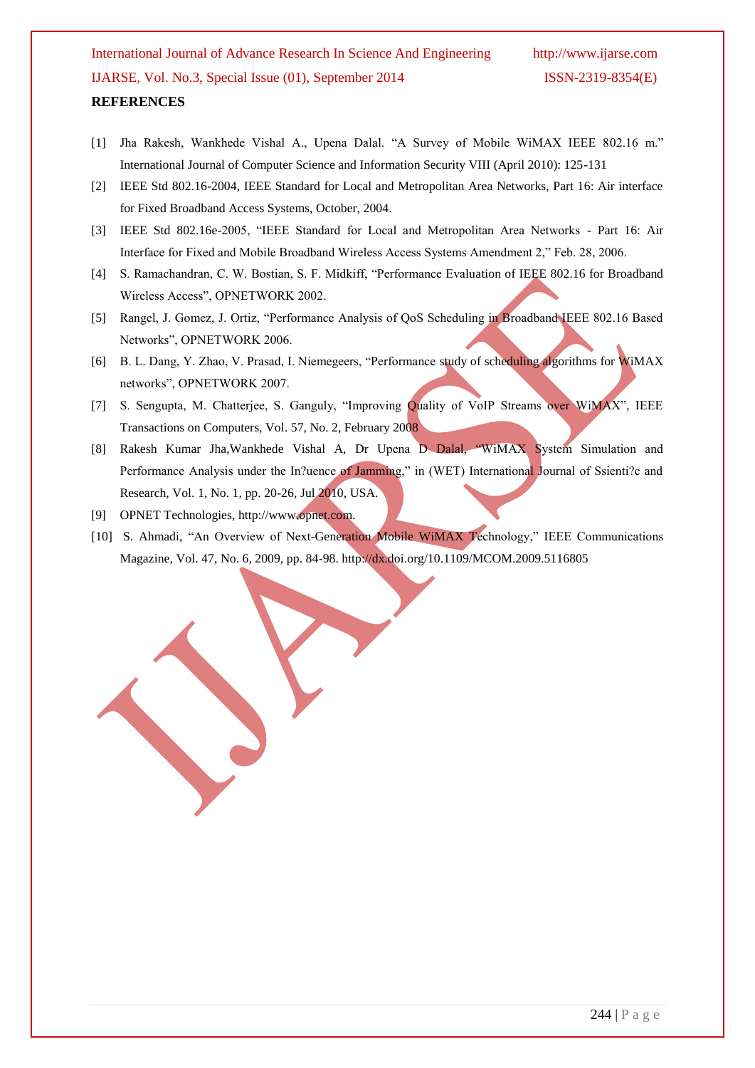## REFERENCES

[1] Jha Rakesh, Wankhede Vishal A., Upena Dalal. "A Survey of Mobile WiMAX IEEE 802.16 m." International Journal of Computer Science and Information Security VIII (April 2010): 125-131

[2] IEEE Std 802.16-2004, IEEE Standard for Local and Metropolitan Area Networks, Part 16: Air interface for Fixed Broadband Access Systems, October, 2004.

[3] IEEE Std 802.16e-2005, "IEEE Standard for Local and Metropolitan Area Networks - Part 16: Air Interface for Fixed and Mobile Broadband Wireless Access Systems Amendment 2," Feb. 28, 2006.

[4] S. Ramachandran, C. W. Bostian, S. F. Midkiff, "Performance Evaluation of IEEE 802.16 for Broadband Wireless Access", OPNETWORK 2002.

[5] Rangel, J. Gomez, J. Ortiz, "Performance Analysis of QoS Scheduling in Broadband IEEE 802.16 Based Networks", OPNETWORK 2006.

[6] B. L. Dang, Y. Zhao, V. Prasad, I. Niemegeers, "Performance study of scheduling algorithms for WiMAX networks", OPNETWORK 2007.

[7] S. Sengupta, M. Chatterjee, S. Ganguly, "Improving Quality of VoIP Streams over WiMAX", IEEE Transactions on Computers, Vol. 57, No. 2, February 2008

[8] Rakesh Kumar Jha,Wankhede Vishal A, Dr Upena D Dalal, "WiMAX System Simulation and Performance Analysis under the In?uence of Jamming," in (WET) International Journal of Ssienti?c and Research, Vol. 1, No. 1, pp. 20-26, Jul 2010, USA.

[9] OPNET Technologies, http://www.opnet.com.

[10] S. Ahmadi, "An Overview of Next-Generation Mobile WiMAX Technology," IEEE Communications Magazine, Vol. 47, No. 6, 2009, pp. 84-98. http://dx.doi.org/10.1109/MCOM.2009.5116805